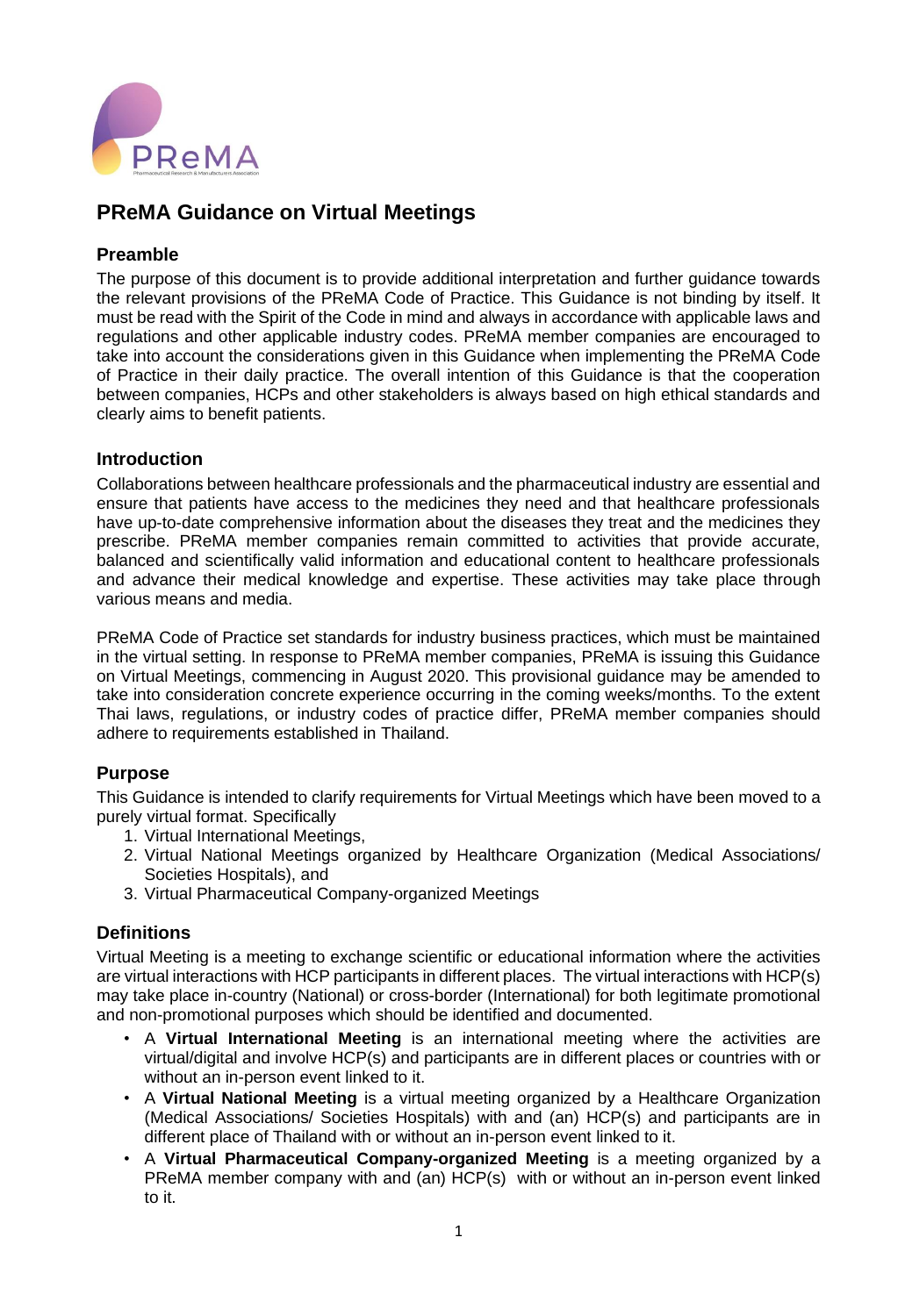# PReMA Guidance on Virtual Meetings

## Preamble

The purpose of this document is to provide additional interpretation and further guidance towards the relevant provisions of the PReMA Code of Practice. This Guidance is not binding by itself. It must be read with the Spirit of the Code in mind and always in accordance with applicable laws and regulations and other applicable industry codes. PReMA member companies are encouraged to take into account the considerations given in this Guidance when implementing the PReMA Code of Practice in their daily practice. The overall intention of this Guidance is that the cooperation between companies, HCPs and other stakeholders is always based on high ethical standards and clearly aims to benefit patients.

## Introduction

Collaborations between healthcare professionals and the pharmaceutical industry are essential and ensure that patients have access to the medicines they need and that healthcare professionals have up-to-date comprehensive information about the diseases they treat and the medicines they prescribe. PReMA member companies remain committed to activities that provide accurate, balanced and scientifically valid information and educational content to healthcare professionals and advance their medical knowledge and expertise. These activities may take place through various means and media.

PReMA Code of Practice set standards for industry business practices, which must be maintained in the virtual setting. In response to PReMA member companies, PReMA is issuing this Guidance on Virtual Meetings, commencing in August 2020. This provisional guidance may be amended to take into consideration concrete experience occurring in the coming weeks/months. To the extent Thai laws, regulations, or industry codes of practice differ, PReMA member companies should adhere to requirements established in Thailand.

## Purpose

This Guidance is intended to clarify requirements for Virtual Meetings which have been moved to a purely virtual format. Specifically

1. Virtual International Meetings,
2. Virtual National Meetings organized by Healthcare Organization (Medical Associations/ Societies Hospitals), and
3. Virtual Pharmaceutical Company-organized Meetings

## Definitions

Virtual Meeting is a meeting to exchange scientific or educational information where the activities are virtual interactions with HCP participants in different places. The virtual interactions with HCP(s) may take place in-country (National) or cross-border (International) for both legitimate promotional and non-promotional purposes which should be identified and documented.

- A **Virtual International Meeting** is an international meeting where the activities are virtual/digital and involve HCP(s) and participants are in different places or countries with or without an in-person event linked to it.
- A **Virtual National Meeting** is a virtual meeting organized by a Healthcare Organization (Medical Associations/ Societies Hospitals) with and (an) HCP(s) and participants are in different place of Thailand with or without an in-person event linked to it.
- A **Virtual Pharmaceutical Company-organized Meeting** is a meeting organized by a PReMA member company with and (an) HCP(s) with or without an in-person event linked to it.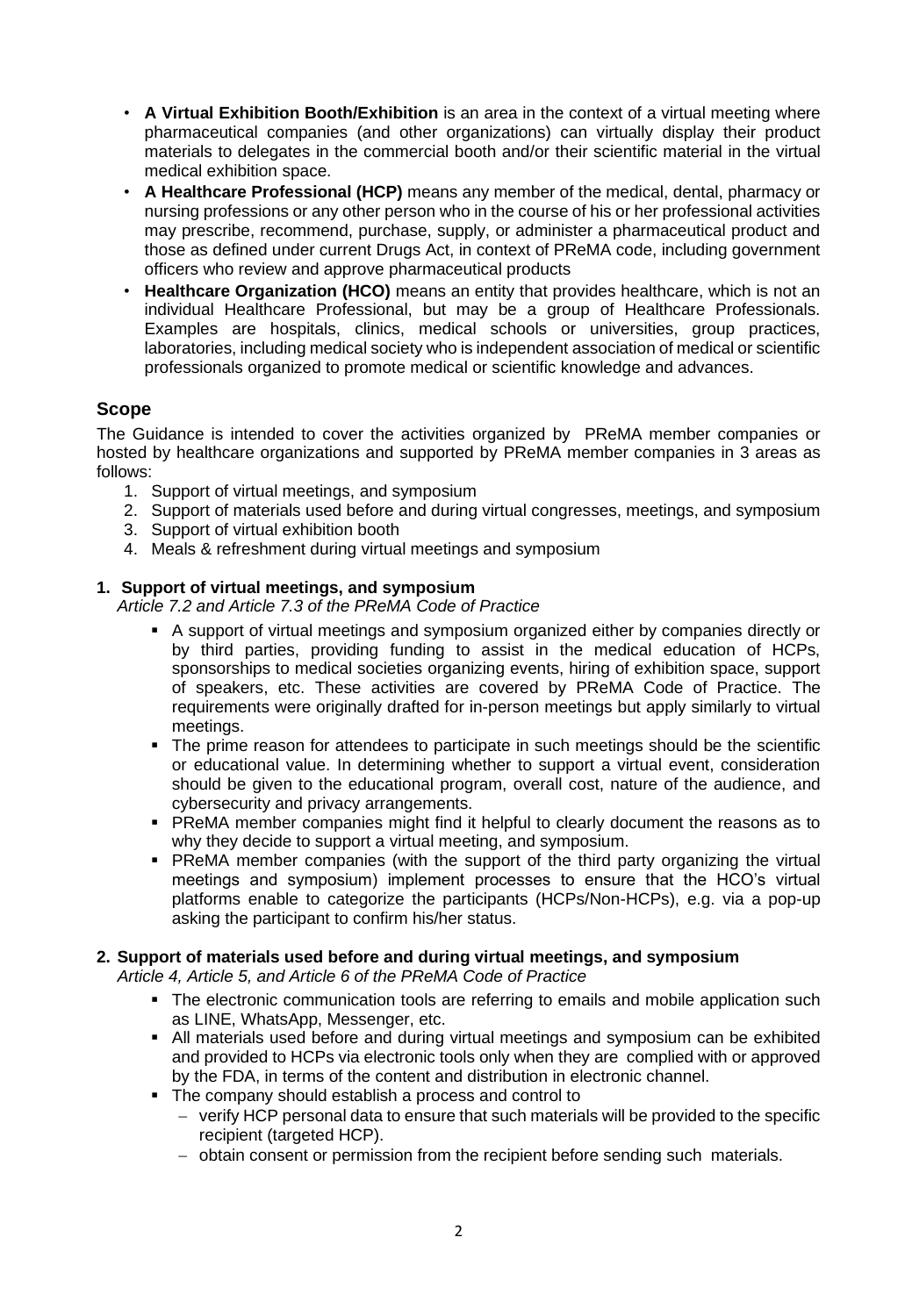- **A Virtual Exhibition Booth/Exhibition** is an area in the context of a virtual meeting where pharmaceutical companies (and other organizations) can virtually display their product materials to delegates in the commercial booth and/or their scientific material in the virtual medical exhibition space.
- **A Healthcare Professional (HCP)** means any member of the medical, dental, pharmacy or nursing professions or any other person who in the course of his or her professional activities may prescribe, recommend, purchase, supply, or administer a pharmaceutical product and those as defined under current Drugs Act, in context of PReMA code, including government officers who review and approve pharmaceutical products
- **Healthcare Organization (HCO)** means an entity that provides healthcare, which is not an individual Healthcare Professional, but may be a group of Healthcare Professionals. Examples are hospitals, clinics, medical schools or universities, group practices, laboratories, including medical society who is independent association of medical or scientific professionals organized to promote medical or scientific knowledge and advances.

## Scope

The Guidance is intended to cover the activities organized by PReMA member companies or hosted by healthcare organizations and supported by PReMA member companies in 3 areas as follows:

1. Support of virtual meetings, and symposium
2. Support of materials used before and during virtual congresses, meetings, and symposium
3. Support of virtual exhibition booth
4. Meals & refreshment during virtual meetings and symposium

### 1. Support of virtual meetings, and symposium

*Article 7.2 and Article 7.3 of the PReMA Code of Practice*

- A support of virtual meetings and symposium organized either by companies directly or by third parties, providing funding to assist in the medical education of HCPs, sponsorships to medical societies organizing events, hiring of exhibition space, support of speakers, etc. These activities are covered by PReMA Code of Practice. The requirements were originally drafted for in-person meetings but apply similarly to virtual meetings.
- The prime reason for attendees to participate in such meetings should be the scientific or educational value. In determining whether to support a virtual event, consideration should be given to the educational program, overall cost, nature of the audience, and cybersecurity and privacy arrangements.
- PReMA member companies might find it helpful to clearly document the reasons as to why they decide to support a virtual meeting, and symposium.
- PReMA member companies (with the support of the third party organizing the virtual meetings and symposium) implement processes to ensure that the HCO's virtual platforms enable to categorize the participants (HCPs/Non-HCPs), e.g. via a pop-up asking the participant to confirm his/her status.

### 2. Support of materials used before and during virtual meetings, and symposium

*Article 4, Article 5, and Article 6 of the PReMA Code of Practice*

- The electronic communication tools are referring to emails and mobile application such as LINE, WhatsApp, Messenger, etc.
- All materials used before and during virtual meetings and symposium can be exhibited and provided to HCPs via electronic tools only when they are complied with or approved by the FDA, in terms of the content and distribution in electronic channel.
- The company should establish a process and control to
  - verify HCP personal data to ensure that such materials will be provided to the specific recipient (targeted HCP).
  - obtain consent or permission from the recipient before sending such materials.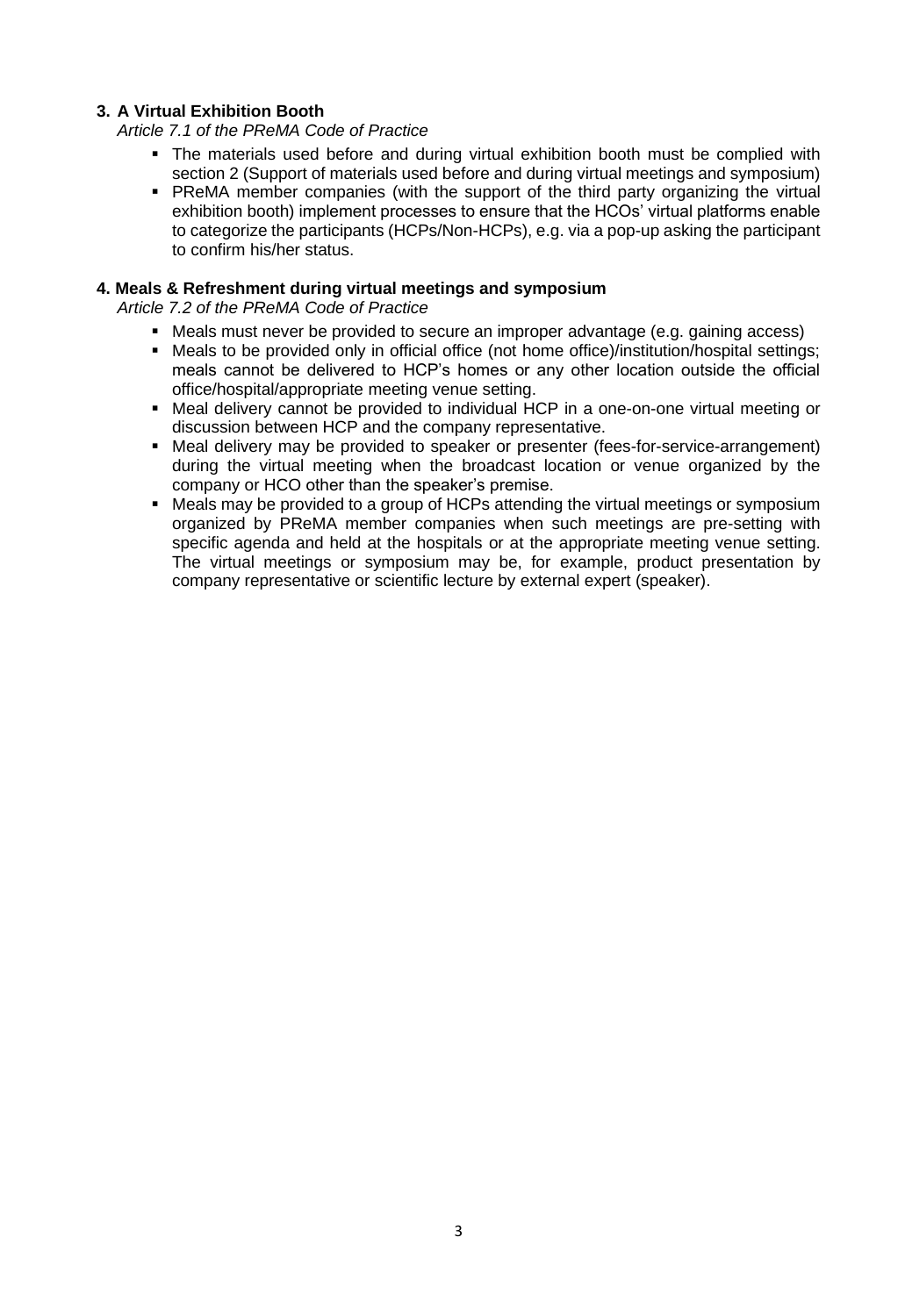### 3. A Virtual Exhibition Booth

*Article 7.1 of the PReMA Code of Practice*

- The materials used before and during virtual exhibition booth must be complied with section 2 (Support of materials used before and during virtual meetings and symposium)
- PReMA member companies (with the support of the third party organizing the virtual exhibition booth) implement processes to ensure that the HCOs' virtual platforms enable to categorize the participants (HCPs/Non-HCPs), e.g. via a pop-up asking the participant to confirm his/her status.

### 4. Meals & Refreshment during virtual meetings and symposium

*Article 7.2 of the PReMA Code of Practice*

- Meals must never be provided to secure an improper advantage (e.g. gaining access)
- Meals to be provided only in official office (not home office)/institution/hospital settings; meals cannot be delivered to HCP's homes or any other location outside the official office/hospital/appropriate meeting venue setting.
- Meal delivery cannot be provided to individual HCP in a one-on-one virtual meeting or discussion between HCP and the company representative.
- Meal delivery may be provided to speaker or presenter (fees-for-service-arrangement) during the virtual meeting when the broadcast location or venue organized by the company or HCO other than the speaker's premise.
- Meals may be provided to a group of HCPs attending the virtual meetings or symposium organized by PReMA member companies when such meetings are pre-setting with specific agenda and held at the hospitals or at the appropriate meeting venue setting. The virtual meetings or symposium may be, for example, product presentation by company representative or scientific lecture by external expert (speaker).